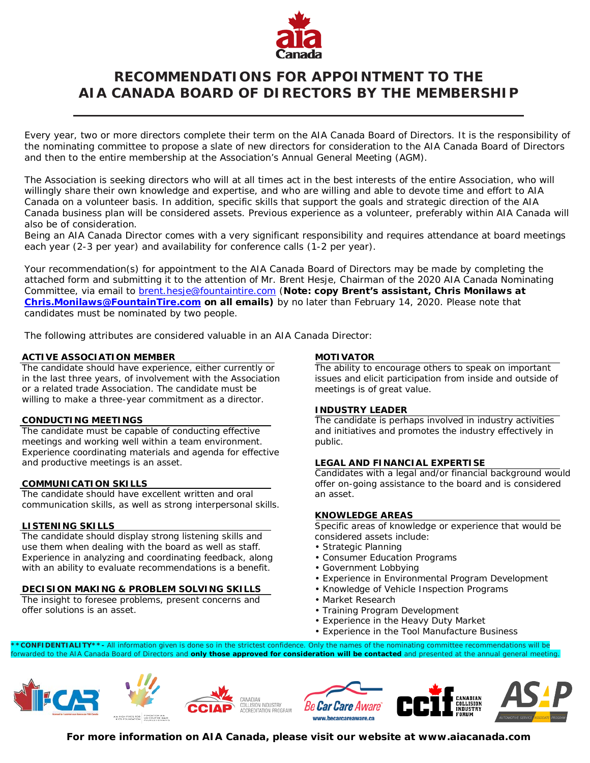# RECOMMENDATIONS FOR APPOINTMENT TO THE AIA CANADA BOARD OF DIRECTORS BY THE MEMBERSHIP

Every year, two or more directors complete their term on the AIA Canada Board of Directors. It is the responsibility of the nominating committee to propose a slate of new directors for consideration to the AIA Canada Board of Directors and then to the entire membership at the Association's Annual General Meeting (AGM).

The Association is seeking directors who will at all times act in the best interests of the entire Association, who will willingly share their own knowledge and expertise, and who are willing and able to devote time and effort to AIA Canada on a volunteer basis. In addition, specific skills that support the goals and strategic direction of the AIA Canada business plan will be considered assets. Previous experience as a volunteer, preferably within AIA Canada will also be of consideration.

Being an AIA Canada Director comes with a very significant responsibility and requires attendance at board meetings each year (2-3 per year) and availability for conference calls (1-2 per year).

Your recommendation(s) for appointment to the AIA Canada Board of Directors may be made by completing the attached form and submitting it to the attention of Mr. Brent Hesje, Chairman of the 2020 AIA Canada Nominating Committee, via email to brent.hesje@fountaintire.com (**Note: copy Brent's assistant, Chris Monilaws at Chris.Monilaws@FountainTire.com on all emails)** by no later than February 14, 2020. Please note that candidates must be nominated by two people.

The following attributes are considered valuable in an AIA Canada Director:

**ACTIVE ASSOCIATION MEMBER**
The candidate should have experience, either currently or in the last three years, of involvement with the Association or a related trade Association. The candidate must be willing to make a three-year commitment as a director.

**CONDUCTING MEETINGS**
The candidate must be capable of conducting effective meetings and working well within a team environment. Experience coordinating materials and agenda for effective and productive meetings is an asset.

**COMMUNICATION SKILLS**
The candidate should have excellent written and oral communication skills, as well as strong interpersonal skills.

**LISTENING SKILLS**
The candidate should display strong listening skills and use them when dealing with the board as well as staff. Experience in analyzing and coordinating feedback, along with an ability to evaluate recommendations is a benefit.

**DECISION MAKING & PROBLEM SOLVING SKILLS**
The insight to foresee problems, present concerns and offer solutions is an asset.

**MOTIVATOR**
The ability to encourage others to speak on important issues and elicit participation from inside and outside of meetings is of great value.

**INDUSTRY LEADER**
The candidate is perhaps involved in industry activities and initiatives and promotes the industry effectively in public.

**LEGAL AND FINANCIAL EXPERTISE**
Candidates with a legal and/or financial background would offer on-going assistance to the board and is considered an asset.

**KNOWLEDGE AREAS**
Specific areas of knowledge or experience that would be considered assets include:

- Strategic Planning
- Consumer Education Programs
- Government Lobbying
- Experience in Environmental Program Development
- Knowledge of Vehicle Inspection Programs
- Market Research
- Training Program Development
- Experience in the Heavy Duty Market
- Experience in the Tool Manufacture Business

****CONFIDENTIALITY**-** All information given is done so in the strictest confidence. Only the names of the nominating committee recommendations will be forwarded to the AIA Canada Board of Directors and **only those approved for consideration will be contacted** and presented at the annual general meeting.

**For more information on AIA Canada, please visit our website at www.aiacanada.com**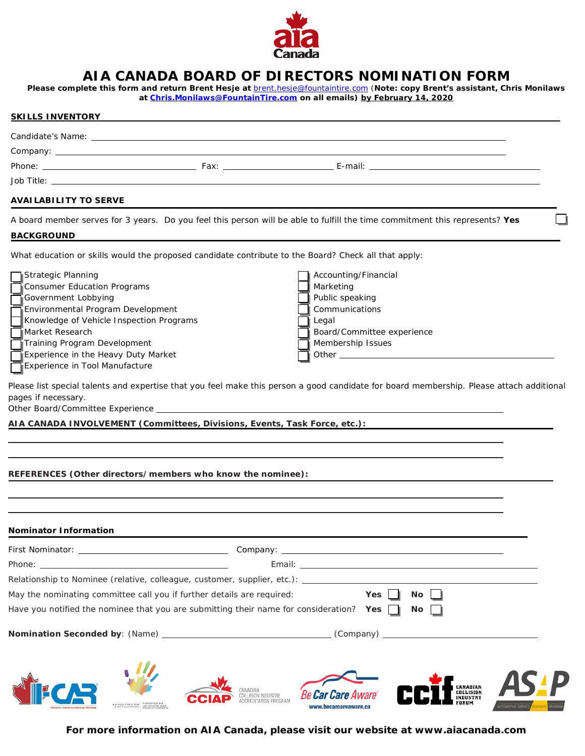# AIA CANADA BOARD OF DIRECTORS NOMINATION FORM

**Please complete this form and return Brent Hesje at** brent.hesje@fountaintire.com (**Note: copy Brent's assistant, Chris Monilaws at** **Chris.Monilaws@FountainTire.com** **on all emails) by February 14, 2020**

## SKILLS INVENTORY

Candidate's Name: ______________________________

Company: ______________________________

Phone: ______________ Fax: ______________ E-mail: ______________

Job Title: ______________________________

## AVAILABILITY TO SERVE

A board member serves for 3 years. Do you feel this person will be able to fulfill the time commitment this represents? **Yes** ☐

## BACKGROUND

What education or skills would the proposed candidate contribute to the Board? Check all that apply:

- ☐ Strategic Planning
- ☐ Consumer Education Programs
- ☐ Government Lobbying
- ☐ Environmental Program Development
- ☐ Knowledge of Vehicle Inspection Programs
- ☐ Market Research
- ☐ Training Program Development
- ☐ Experience in the Heavy Duty Market
- ☐ Experience in Tool Manufacture
- ☐ Accounting/Financial
- ☐ Marketing
- ☐ Public speaking
- ☐ Communications
- ☐ Legal
- ☐ Board/Committee experience
- ☐ Membership Issues
- ☐ Other ______________________________

Please list special talents and expertise that you feel make this person a good candidate for board membership. Please attach additional pages if necessary.

Other Board/Committee Experience ______________________________

**AIA CANADA INVOLVEMENT (Committees, Divisions, Events, Task Force, etc.):**

______________________________

______________________________

**REFERENCES (Other directors/members who know the nominee):**

______________________________

______________________________

## Nominator Information

First Nominator: ______________ Company: ______________

Phone: ______________ Email: ______________

Relationship to Nominee (relative, colleague, customer, supplier, etc.): ______________

May the nominating committee call you if further details are required: **Yes** ☐ **No** ☐

Have you notified the nominee that you are submitting their name for consideration? **Yes** ☐ **No** ☐

**Nomination Seconded by**: (Name) ______________ (Company) ______________

**For more information on AIA Canada, please visit our website at www.aiacanada.com**